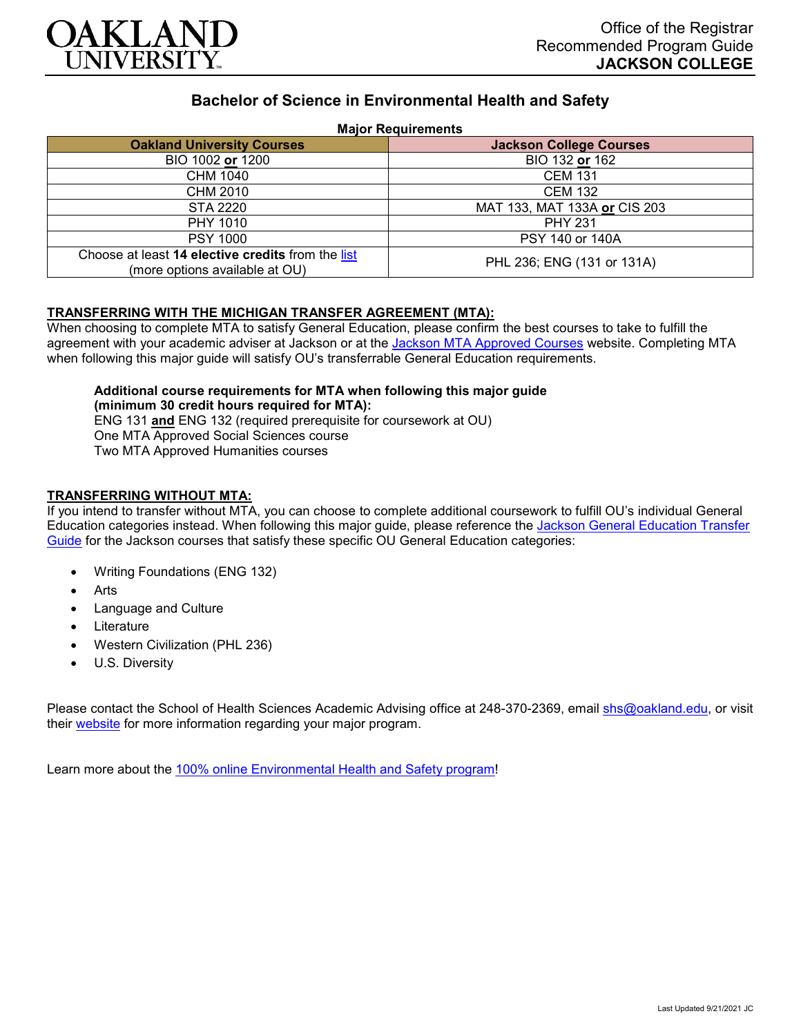Office of the Registrar
Recommended Program Guide
**JACKSON COLLEGE**

# Bachelor of Science in Environmental Health and Safety

**Major Requirements**

| Oakland University Courses | Jackson College Courses |
|---|---|
| BIO 1002 **or** 1200 | BIO 132 **or** 162 |
| CHM 1040 | CEM 131 |
| CHM 2010 | CEM 132 |
| STA 2220 | MAT 133, MAT 133A **or** CIS 203 |
| PHY 1010 | PHY 231 |
| PSY 1000 | PSY 140 or 140A |
| Choose at least **14 elective credits** from the list (more options available at OU) | PHL 236; ENG (131 or 131A) |

**TRANSFERRING WITH THE MICHIGAN TRANSFER AGREEMENT (MTA):**

When choosing to complete MTA to satisfy General Education, please confirm the best courses to take to fulfill the agreement with your academic adviser at Jackson or at the Jackson MTA Approved Courses website. Completing MTA when following this major guide will satisfy OU's transferrable General Education requirements.

**Additional course requirements for MTA when following this major guide (minimum 30 credit hours required for MTA):**
ENG 131 **and** ENG 132 (required prerequisite for coursework at OU)
One MTA Approved Social Sciences course
Two MTA Approved Humanities courses

**TRANSFERRING WITHOUT MTA:**

If you intend to transfer without MTA, you can choose to complete additional coursework to fulfill OU's individual General Education categories instead. When following this major guide, please reference the Jackson General Education Transfer Guide for the Jackson courses that satisfy these specific OU General Education categories:

- Writing Foundations (ENG 132)
- Arts
- Language and Culture
- Literature
- Western Civilization (PHL 236)
- U.S. Diversity

Please contact the School of Health Sciences Academic Advising office at 248-370-2369, email shs@oakland.edu, or visit their website for more information regarding your major program.

Learn more about the 100% online Environmental Health and Safety program!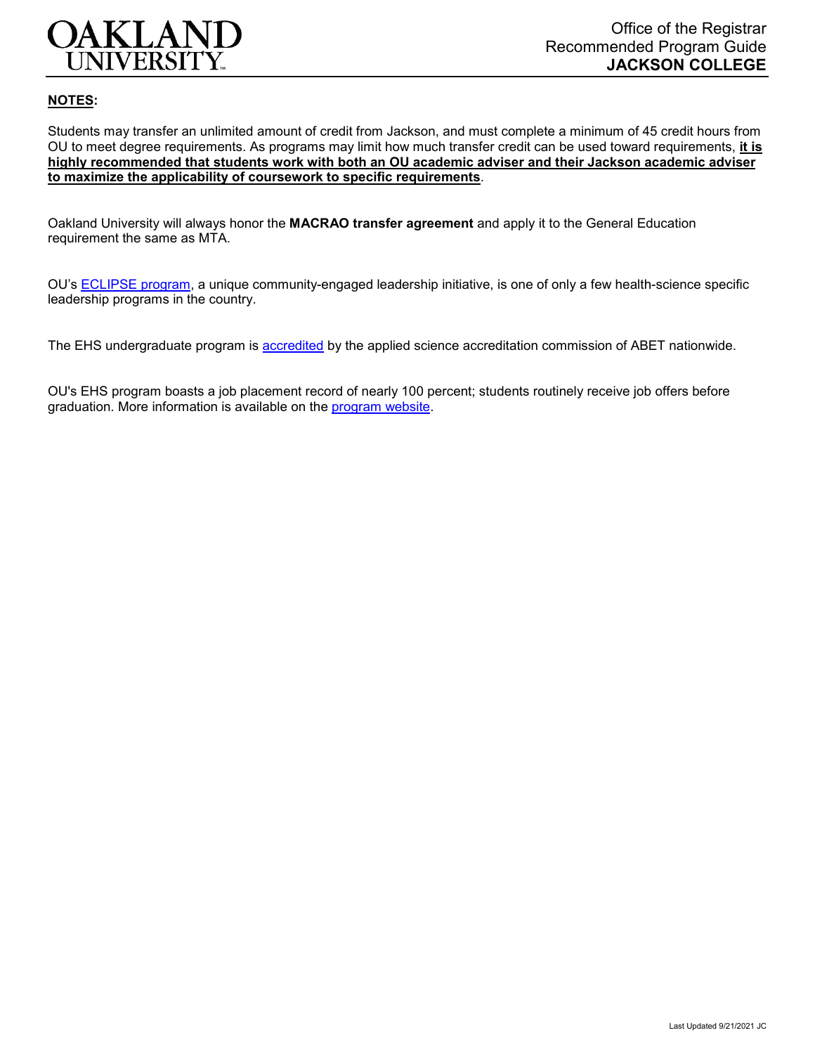**NOTES:**

Students may transfer an unlimited amount of credit from Jackson, and must complete a minimum of 45 credit hours from OU to meet degree requirements. As programs may limit how much transfer credit can be used toward requirements, **it is highly recommended that students work with both an OU academic adviser and their Jackson academic adviser to maximize the applicability of coursework to specific requirements**.

Oakland University will always honor the **MACRAO transfer agreement** and apply it to the General Education requirement the same as MTA.

OU's ECLIPSE program, a unique community-engaged leadership initiative, is one of only a few health-science specific leadership programs in the country.

The EHS undergraduate program is accredited by the applied science accreditation commission of ABET nationwide.

OU's EHS program boasts a job placement record of nearly 100 percent; students routinely receive job offers before graduation. More information is available on the program website.